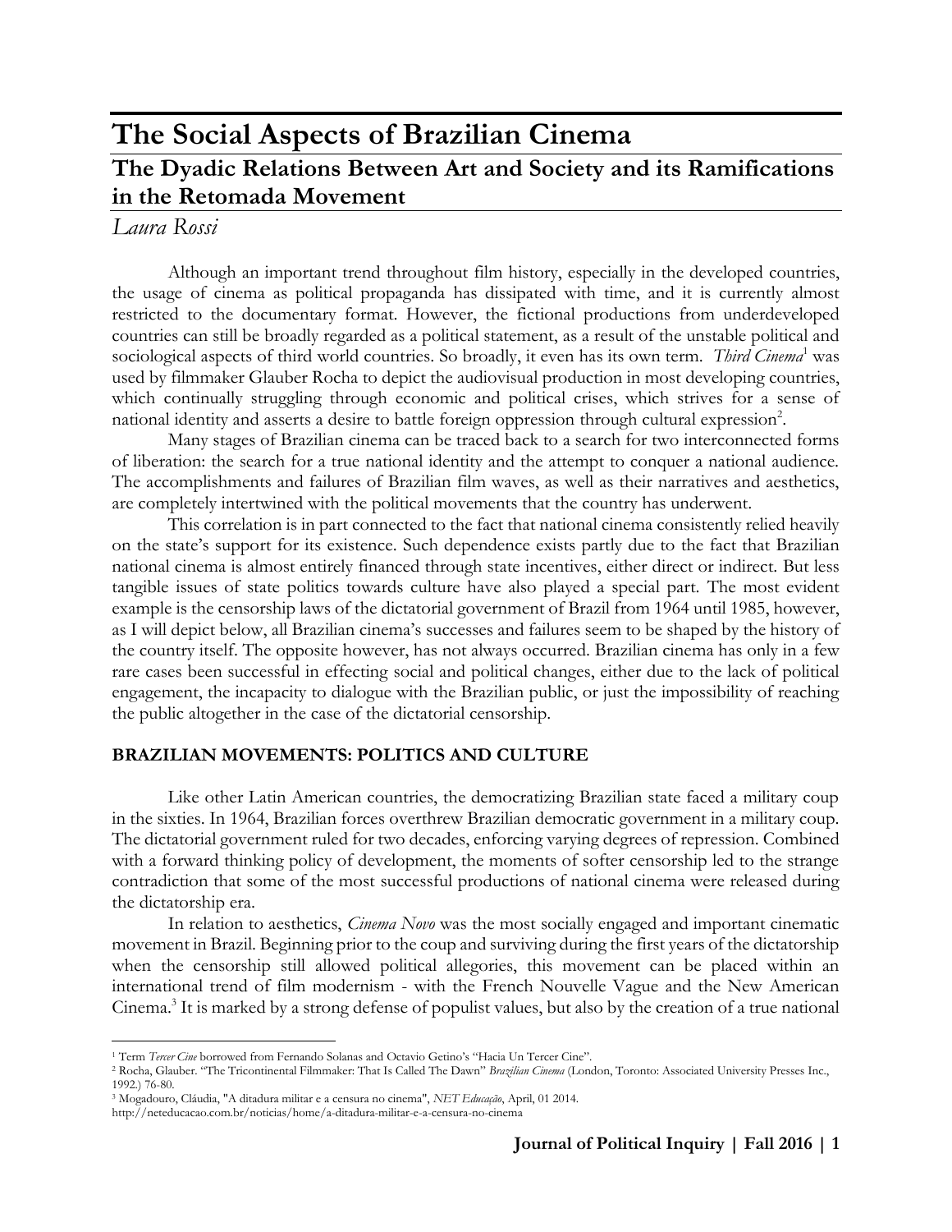# The Social Aspects of Brazilian Cinema

## The Dyadic Relations Between Art and Society and its Ramifications in the Retomada Movement

*Laura Rossi*

Although an important trend throughout film history, especially in the developed countries, the usage of cinema as political propaganda has dissipated with time, and it is currently almost restricted to the documentary format. However, the fictional productions from underdeveloped countries can still be broadly regarded as a political statement, as a result of the unstable political and sociological aspects of third world countries. So broadly, it even has its own term. *Third Cinema*[1] was used by filmmaker Glauber Rocha to depict the audiovisual production in most developing countries, which continually struggling through economic and political crises, which strives for a sense of national identity and asserts a desire to battle foreign oppression through cultural expression[2].

Many stages of Brazilian cinema can be traced back to a search for two interconnected forms of liberation: the search for a true national identity and the attempt to conquer a national audience. The accomplishments and failures of Brazilian film waves, as well as their narratives and aesthetics, are completely intertwined with the political movements that the country has underwent.

This correlation is in part connected to the fact that national cinema consistently relied heavily on the state's support for its existence. Such dependence exists partly due to the fact that Brazilian national cinema is almost entirely financed through state incentives, either direct or indirect. But less tangible issues of state politics towards culture have also played a special part. The most evident example is the censorship laws of the dictatorial government of Brazil from 1964 until 1985, however, as I will depict below, all Brazilian cinema's successes and failures seem to be shaped by the history of the country itself. The opposite however, has not always occurred. Brazilian cinema has only in a few rare cases been successful in effecting social and political changes, either due to the lack of political engagement, the incapacity to dialogue with the Brazilian public, or just the impossibility of reaching the public altogether in the case of the dictatorial censorship.

**BRAZILIAN MOVEMENTS: POLITICS AND CULTURE**

Like other Latin American countries, the democratizing Brazilian state faced a military coup in the sixties. In 1964, Brazilian forces overthrew Brazilian democratic government in a military coup. The dictatorial government ruled for two decades, enforcing varying degrees of repression. Combined with a forward thinking policy of development, the moments of softer censorship led to the strange contradiction that some of the most successful productions of national cinema were released during the dictatorship era.

In relation to aesthetics, *Cinema Novo* was the most socially engaged and important cinematic movement in Brazil. Beginning prior to the coup and surviving during the first years of the dictatorship when the censorship still allowed political allegories, this movement can be placed within an international trend of film modernism - with the French Nouvelle Vague and the New American Cinema.[3] It is marked by a strong defense of populist values, but also by the creation of a true national

---

[1] Term *Tercer Cine* borrowed from Fernando Solanas and Octavio Getino's "Hacia Un Tercer Cine".

[2] Rocha, Glauber. "The Tricontinental Filmmaker: That Is Called The Dawn" *Brazilian Cinema* (London, Toronto: Associated University Presses Inc., 1992.) 76-80.

[3] Mogadouro, Cláudia, "A ditadura militar e a censura no cinema", *NET Educação*, April, 01 2014. http://neteducacao.com.br/noticias/home/a-ditadura-militar-e-a-censura-no-cinema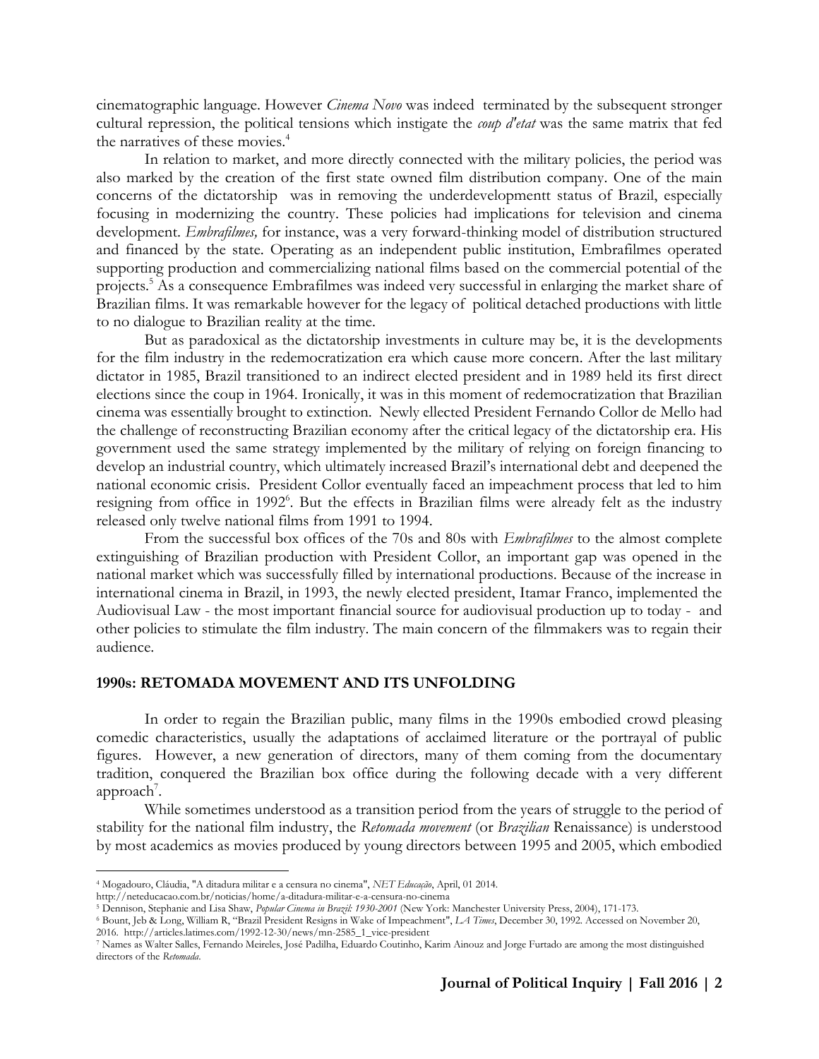cinematographic language. However *Cinema Novo* was indeed terminated by the subsequent stronger cultural repression, the political tensions which instigate the *coup d'etat* was the same matrix that fed the narratives of these movies.[4]

In relation to market, and more directly connected with the military policies, the period was also marked by the creation of the first state owned film distribution company. One of the main concerns of the dictatorship was in removing the underdevelopmentt status of Brazil, especially focusing in modernizing the country. These policies had implications for television and cinema development. *Embrafilmes,* for instance, was a very forward-thinking model of distribution structured and financed by the state. Operating as an independent public institution, Embrafilmes operated supporting production and commercializing national films based on the commercial potential of the projects.[5] As a consequence Embrafilmes was indeed very successful in enlarging the market share of Brazilian films. It was remarkable however for the legacy of political detached productions with little to no dialogue to Brazilian reality at the time.

But as paradoxical as the dictatorship investments in culture may be, it is the developments for the film industry in the redemocratization era which cause more concern. After the last military dictator in 1985, Brazil transitioned to an indirect elected president and in 1989 held its first direct elections since the coup in 1964. Ironically, it was in this moment of redemocratization that Brazilian cinema was essentially brought to extinction. Newly ellected President Fernando Collor de Mello had the challenge of reconstructing Brazilian economy after the critical legacy of the dictatorship era. His government used the same strategy implemented by the military of relying on foreign financing to develop an industrial country, which ultimately increased Brazil's international debt and deepened the national economic crisis. President Collor eventually faced an impeachment process that led to him resigning from office in 1992[6]. But the effects in Brazilian films were already felt as the industry released only twelve national films from 1991 to 1994.

From the successful box offices of the 70s and 80s with *Embrafilmes* to the almost complete extinguishing of Brazilian production with President Collor, an important gap was opened in the national market which was successfully filled by international productions. Because of the increase in international cinema in Brazil, in 1993, the newly elected president, Itamar Franco, implemented the Audiovisual Law - the most important financial source for audiovisual production up to today - and other policies to stimulate the film industry. The main concern of the filmmakers was to regain their audience.

## 1990s: RETOMADA MOVEMENT AND ITS UNFOLDING

In order to regain the Brazilian public, many films in the 1990s embodied crowd pleasing comedic characteristics, usually the adaptations of acclaimed literature or the portrayal of public figures. However, a new generation of directors, many of them coming from the documentary tradition, conquered the Brazilian box office during the following decade with a very different approach[7].

While sometimes understood as a transition period from the years of struggle to the period of stability for the national film industry, the *Retomada movement* (or *Brazilian* Renaissance) is understood by most academics as movies produced by young directors between 1995 and 2005, which embodied

---

[4] Mogadouro, Cláudia, "A ditadura militar e a censura no cinema", *NET Educação*, April, 01 2014. http://neteducacao.com.br/noticias/home/a-ditadura-militar-e-a-censura-no-cinema

[5] Dennison, Stephanie and Lisa Shaw, *Popular Cinema in Brazil: 1930-2001* (New York: Manchester University Press, 2004), 171-173.

[6] Bount, Jeb & Long, William R, "Brazil President Resigns in Wake of Impeachment", *LA Times*, December 30, 1992. Accessed on November 20, 2016. http://articles.latimes.com/1992-12-30/news/mn-2585_1_vice-president

[7] Names as Walter Salles, Fernando Meireles, José Padilha, Eduardo Coutinho, Karim Ainouz and Jorge Furtado are among the most distinguished directors of the *Retomada*.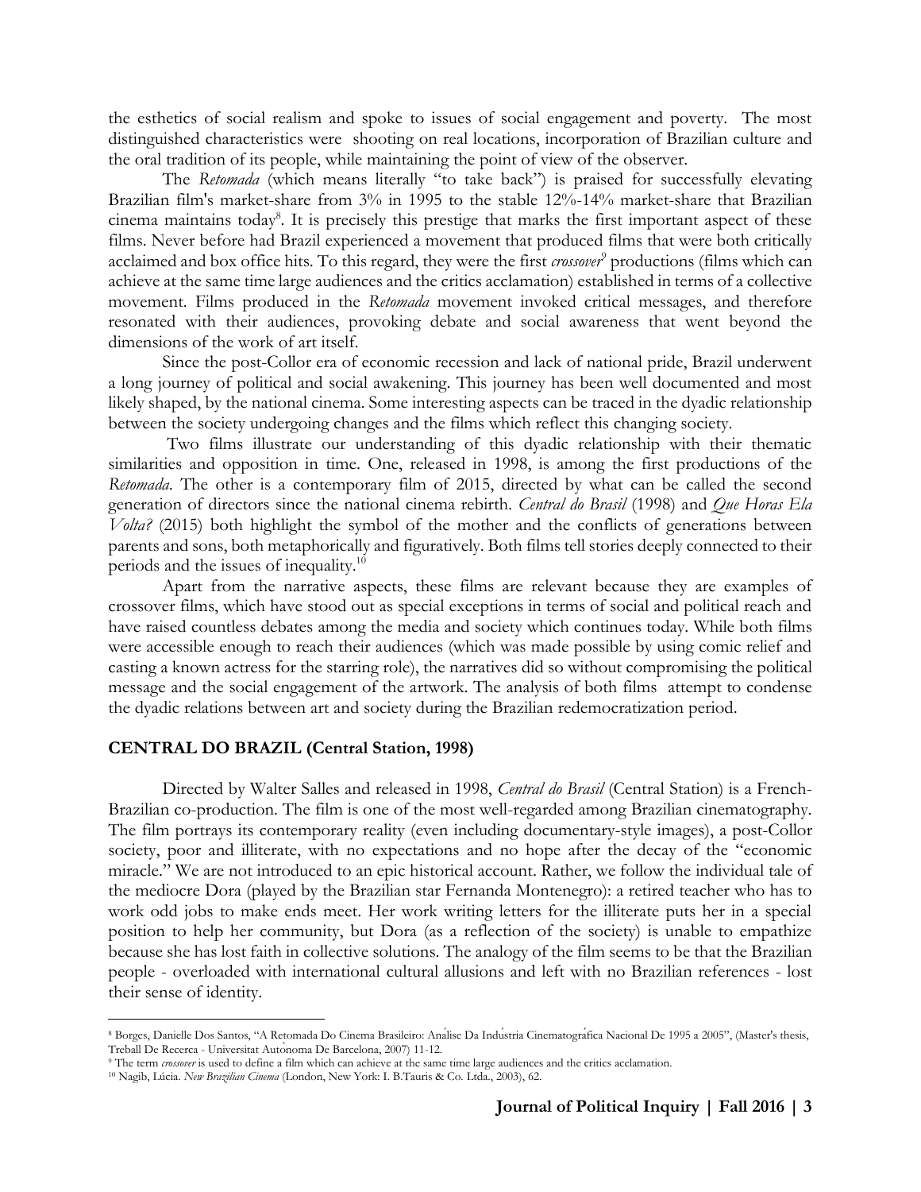the esthetics of social realism and spoke to issues of social engagement and poverty. The most distinguished characteristics were shooting on real locations, incorporation of Brazilian culture and the oral tradition of its people, while maintaining the point of view of the observer.

The *Retomada* (which means literally "to take back") is praised for successfully elevating Brazilian film's market-share from 3% in 1995 to the stable 12%-14% market-share that Brazilian cinema maintains today[8]. It is precisely this prestige that marks the first important aspect of these films. Never before had Brazil experienced a movement that produced films that were both critically acclaimed and box office hits. To this regard, they were the first *crossover*[9] productions (films which can achieve at the same time large audiences and the critics acclamation) established in terms of a collective movement. Films produced in the *Retomada* movement invoked critical messages, and therefore resonated with their audiences, provoking debate and social awareness that went beyond the dimensions of the work of art itself.

Since the post-Collor era of economic recession and lack of national pride, Brazil underwent a long journey of political and social awakening. This journey has been well documented and most likely shaped, by the national cinema. Some interesting aspects can be traced in the dyadic relationship between the society undergoing changes and the films which reflect this changing society.

Two films illustrate our understanding of this dyadic relationship with their thematic similarities and opposition in time. One, released in 1998, is among the first productions of the *Retomada*. The other is a contemporary film of 2015, directed by what can be called the second generation of directors since the national cinema rebirth. *Central do Brasil* (1998) and *Que Horas Ela Volta?* (2015) both highlight the symbol of the mother and the conflicts of generations between parents and sons, both metaphorically and figuratively. Both films tell stories deeply connected to their periods and the issues of inequality.[10]

Apart from the narrative aspects, these films are relevant because they are examples of crossover films, which have stood out as special exceptions in terms of social and political reach and have raised countless debates among the media and society which continues today. While both films were accessible enough to reach their audiences (which was made possible by using comic relief and casting a known actress for the starring role), the narratives did so without compromising the political message and the social engagement of the artwork. The analysis of both films attempt to condense the dyadic relations between art and society during the Brazilian redemocratization period.

## CENTRAL DO BRAZIL (Central Station, 1998)

Directed by Walter Salles and released in 1998, *Central do Brasil* (Central Station) is a French-Brazilian co-production. The film is one of the most well-regarded among Brazilian cinematography. The film portrays its contemporary reality (even including documentary-style images), a post-Collor society, poor and illiterate, with no expectations and no hope after the decay of the "economic miracle." We are not introduced to an epic historical account. Rather, we follow the individual tale of the mediocre Dora (played by the Brazilian star Fernanda Montenegro): a retired teacher who has to work odd jobs to make ends meet. Her work writing letters for the illiterate puts her in a special position to help her community, but Dora (as a reflection of the society) is unable to empathize because she has lost faith in collective solutions. The analogy of the film seems to be that the Brazilian people - overloaded with international cultural allusions and left with no Brazilian references - lost their sense of identity.

---

[8] Borges, Danielle Dos Santos, "A Retomada Do Cinema Brasileiro: Análise Da Indústria Cinematográfica Nacional De 1995 a 2005", (Master's thesis, Treball De Recerca - Universitat Autònoma De Barcelona, 2007) 11-12.

[9] The term *crossover* is used to define a film which can achieve at the same time large audiences and the critics acclamation.

[10] Nagib, Lúcia. *New Brazilian Cinema* (London, New York: I. B.Tauris & Co. Ltda., 2003), 62.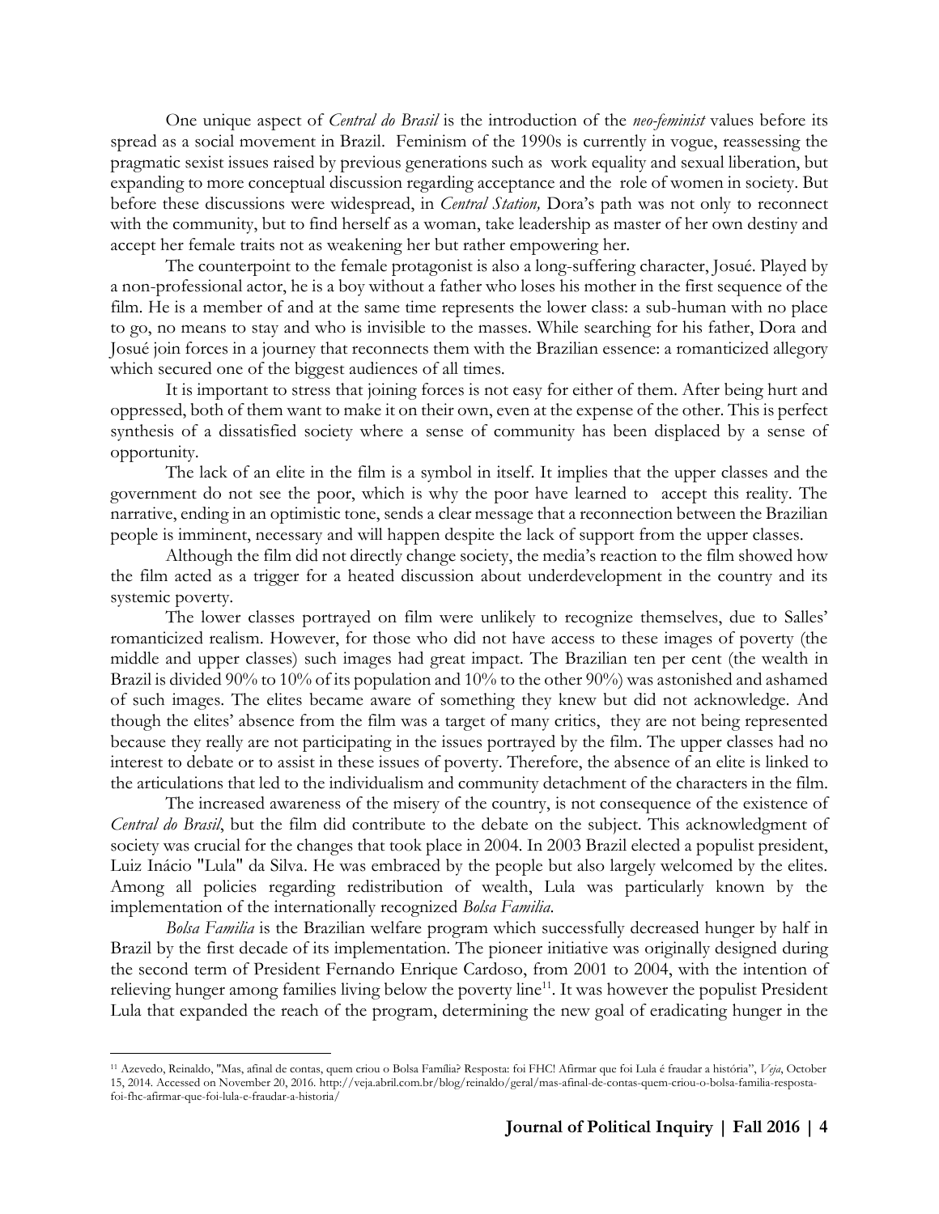One unique aspect of *Central do Brasil* is the introduction of the *neo-feminist* values before its spread as a social movement in Brazil. Feminism of the 1990s is currently in vogue, reassessing the pragmatic sexist issues raised by previous generations such as work equality and sexual liberation, but expanding to more conceptual discussion regarding acceptance and the role of women in society. But before these discussions were widespread, in *Central Station,* Dora's path was not only to reconnect with the community, but to find herself as a woman, take leadership as master of her own destiny and accept her female traits not as weakening her but rather empowering her.

The counterpoint to the female protagonist is also a long-suffering character, Josué. Played by a non-professional actor, he is a boy without a father who loses his mother in the first sequence of the film. He is a member of and at the same time represents the lower class: a sub-human with no place to go, no means to stay and who is invisible to the masses. While searching for his father, Dora and Josué join forces in a journey that reconnects them with the Brazilian essence: a romanticized allegory which secured one of the biggest audiences of all times.

It is important to stress that joining forces is not easy for either of them. After being hurt and oppressed, both of them want to make it on their own, even at the expense of the other. This is perfect synthesis of a dissatisfied society where a sense of community has been displaced by a sense of opportunity.

The lack of an elite in the film is a symbol in itself. It implies that the upper classes and the government do not see the poor, which is why the poor have learned to accept this reality. The narrative, ending in an optimistic tone, sends a clear message that a reconnection between the Brazilian people is imminent, necessary and will happen despite the lack of support from the upper classes.

Although the film did not directly change society, the media's reaction to the film showed how the film acted as a trigger for a heated discussion about underdevelopment in the country and its systemic poverty.

The lower classes portrayed on film were unlikely to recognize themselves, due to Salles' romanticized realism. However, for those who did not have access to these images of poverty (the middle and upper classes) such images had great impact. The Brazilian ten per cent (the wealth in Brazil is divided 90% to 10% of its population and 10% to the other 90%) was astonished and ashamed of such images. The elites became aware of something they knew but did not acknowledge. And though the elites' absence from the film was a target of many critics, they are not being represented because they really are not participating in the issues portrayed by the film. The upper classes had no interest to debate or to assist in these issues of poverty. Therefore, the absence of an elite is linked to the articulations that led to the individualism and community detachment of the characters in the film.

The increased awareness of the misery of the country, is not consequence of the existence of *Central do Brasil*, but the film did contribute to the debate on the subject. This acknowledgment of society was crucial for the changes that took place in 2004. In 2003 Brazil elected a populist president, Luiz Inácio "Lula" da Silva. He was embraced by the people but also largely welcomed by the elites. Among all policies regarding redistribution of wealth, Lula was particularly known by the implementation of the internationally recognized *Bolsa Familia*.

*Bolsa Familia* is the Brazilian welfare program which successfully decreased hunger by half in Brazil by the first decade of its implementation. The pioneer initiative was originally designed during the second term of President Fernando Enrique Cardoso, from 2001 to 2004, with the intention of relieving hunger among families living below the poverty line[11]. It was however the populist President Lula that expanded the reach of the program, determining the new goal of eradicating hunger in the

---

[11] Azevedo, Reinaldo, "Mas, afinal de contas, quem criou o Bolsa Família? Resposta: foi FHC! Afirmar que foi Lula é fraudar a história", *Veja*, October 15, 2014. Accessed on November 20, 2016. http://veja.abril.com.br/blog/reinaldo/geral/mas-afinal-de-contas-quem-criou-o-bolsa-familia-resposta-foi-fhc-afirmar-que-foi-lula-e-fraudar-a-historia/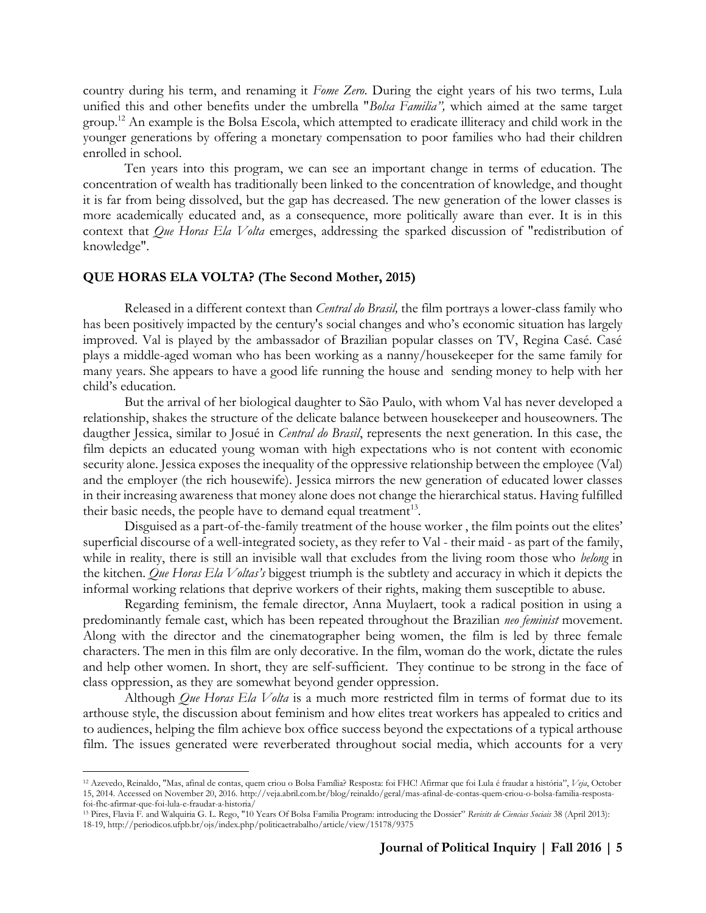country during his term, and renaming it *Fome Zero*. During the eight years of his two terms, Lula unified this and other benefits under the umbrella "*Bolsa Familia",* which aimed at the same target group.[12] An example is the Bolsa Escola, which attempted to eradicate illiteracy and child work in the younger generations by offering a monetary compensation to poor families who had their children enrolled in school.

Ten years into this program, we can see an important change in terms of education. The concentration of wealth has traditionally been linked to the concentration of knowledge, and thought it is far from being dissolved, but the gap has decreased. The new generation of the lower classes is more academically educated and, as a consequence, more politically aware than ever. It is in this context that *Que Horas Ela Volta* emerges, addressing the sparked discussion of "redistribution of knowledge".

**QUE HORAS ELA VOLTA? (The Second Mother, 2015)**

Released in a different context than *Central do Brasil,* the film portrays a lower-class family who has been positively impacted by the century's social changes and who's economic situation has largely improved. Val is played by the ambassador of Brazilian popular classes on TV, Regina Casé. Casé plays a middle-aged woman who has been working as a nanny/housekeeper for the same family for many years. She appears to have a good life running the house and sending money to help with her child's education.

But the arrival of her biological daughter to São Paulo, with whom Val has never developed a relationship, shakes the structure of the delicate balance between housekeeper and houseowners. The daugther Jessica, similar to Josué in *Central do Brasil*, represents the next generation. In this case, the film depicts an educated young woman with high expectations who is not content with economic security alone. Jessica exposes the inequality of the oppressive relationship between the employee (Val) and the employer (the rich housewife). Jessica mirrors the new generation of educated lower classes in their increasing awareness that money alone does not change the hierarchical status. Having fulfilled their basic needs, the people have to demand equal treatment[13].

Disguised as a part-of-the-family treatment of the house worker , the film points out the elites' superficial discourse of a well-integrated society, as they refer to Val - their maid - as part of the family, while in reality, there is still an invisible wall that excludes from the living room those who *belong* in the kitchen. *Que Horas Ela Voltas's* biggest triumph is the subtlety and accuracy in which it depicts the informal working relations that deprive workers of their rights, making them susceptible to abuse.

Regarding feminism, the female director, Anna Muylaert, took a radical position in using a predominantly female cast, which has been repeated throughout the Brazilian *neo feminist* movement. Along with the director and the cinematographer being women, the film is led by three female characters. The men in this film are only decorative. In the film, woman do the work, dictate the rules and help other women. In short, they are self-sufficient. They continue to be strong in the face of class oppression, as they are somewhat beyond gender oppression.

Although *Que Horas Ela Volta* is a much more restricted film in terms of format due to its arthouse style, the discussion about feminism and how elites treat workers has appealed to critics and to audiences, helping the film achieve box office success beyond the expectations of a typical arthouse film. The issues generated were reverberated throughout social media, which accounts for a very

---

[12] Azevedo, Reinaldo, "Mas, afinal de contas, quem criou o Bolsa Família? Resposta: foi FHC! Afirmar que foi Lula é fraudar a história", *Veja*, October 15, 2014. Accessed on November 20, 2016. http://veja.abril.com.br/blog/reinaldo/geral/mas-afinal-de-contas-quem-criou-o-bolsa-familia-resposta-foi-fhc-afirmar-que-foi-lula-e-fraudar-a-historia/

[13] Pires, Flavia F. and Walquiria G. L. Rego, "10 Years Of Bolsa Familia Program: introducing the Dossier" *Revisits de Ciencias Sociais* 38 (April 2013): 18-19, http://periodicos.ufpb.br/ojs/index.php/politicaetrabalho/article/view/15178/9375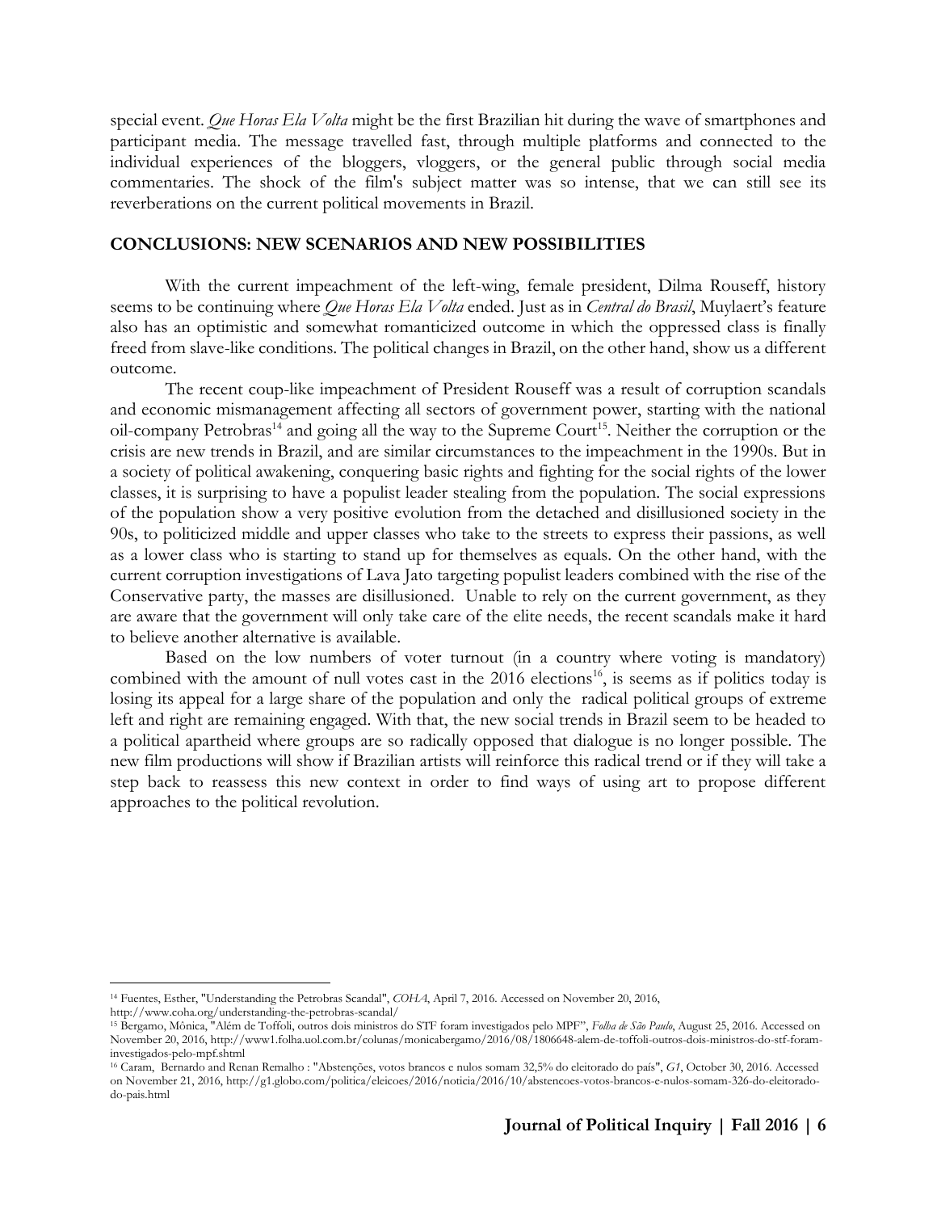special event. *Que Horas Ela Volta* might be the first Brazilian hit during the wave of smartphones and participant media. The message travelled fast, through multiple platforms and connected to the individual experiences of the bloggers, vloggers, or the general public through social media commentaries. The shock of the film's subject matter was so intense, that we can still see its reverberations on the current political movements in Brazil.

## CONCLUSIONS: NEW SCENARIOS AND NEW POSSIBILITIES

With the current impeachment of the left-wing, female president, Dilma Rouseff, history seems to be continuing where *Que Horas Ela Volta* ended. Just as in *Central do Brasil*, Muylaert's feature also has an optimistic and somewhat romanticized outcome in which the oppressed class is finally freed from slave-like conditions. The political changes in Brazil, on the other hand, show us a different outcome.

The recent coup-like impeachment of President Rouseff was a result of corruption scandals and economic mismanagement affecting all sectors of government power, starting with the national oil-company Petrobras[14] and going all the way to the Supreme Court[15]. Neither the corruption or the crisis are new trends in Brazil, and are similar circumstances to the impeachment in the 1990s. But in a society of political awakening, conquering basic rights and fighting for the social rights of the lower classes, it is surprising to have a populist leader stealing from the population. The social expressions of the population show a very positive evolution from the detached and disillusioned society in the 90s, to politicized middle and upper classes who take to the streets to express their passions, as well as a lower class who is starting to stand up for themselves as equals. On the other hand, with the current corruption investigations of Lava Jato targeting populist leaders combined with the rise of the Conservative party, the masses are disillusioned. Unable to rely on the current government, as they are aware that the government will only take care of the elite needs, the recent scandals make it hard to believe another alternative is available.

Based on the low numbers of voter turnout (in a country where voting is mandatory) combined with the amount of null votes cast in the 2016 elections[16], is seems as if politics today is losing its appeal for a large share of the population and only the radical political groups of extreme left and right are remaining engaged. With that, the new social trends in Brazil seem to be headed to a political apartheid where groups are so radically opposed that dialogue is no longer possible. The new film productions will show if Brazilian artists will reinforce this radical trend or if they will take a step back to reassess this new context in order to find ways of using art to propose different approaches to the political revolution.

---

[14] Fuentes, Esther, "Understanding the Petrobras Scandal", *COHA*, April 7, 2016. Accessed on November 20, 2016, http://www.coha.org/understanding-the-petrobras-scandal/

[15] Bergamo, Mônica, "Além de Toffoli, outros dois ministros do STF foram investigados pelo MPF", *Folha de São Paulo*, August 25, 2016. Accessed on November 20, 2016, http://www1.folha.uol.com.br/colunas/monicabergamo/2016/08/1806648-alem-de-toffoli-outros-dois-ministros-do-stf-foram-investigados-pelo-mpf.shtml

[16] Caram, Bernardo and Renan Remalho : "Abstenções, votos brancos e nulos somam 32,5% do eleitorado do país", *G1*, October 30, 2016. Accessed on November 21, 2016, http://g1.globo.com/politica/eleicoes/2016/noticia/2016/10/abstencoes-votos-brancos-e-nulos-somam-326-do-eleitorado-do-pais.html